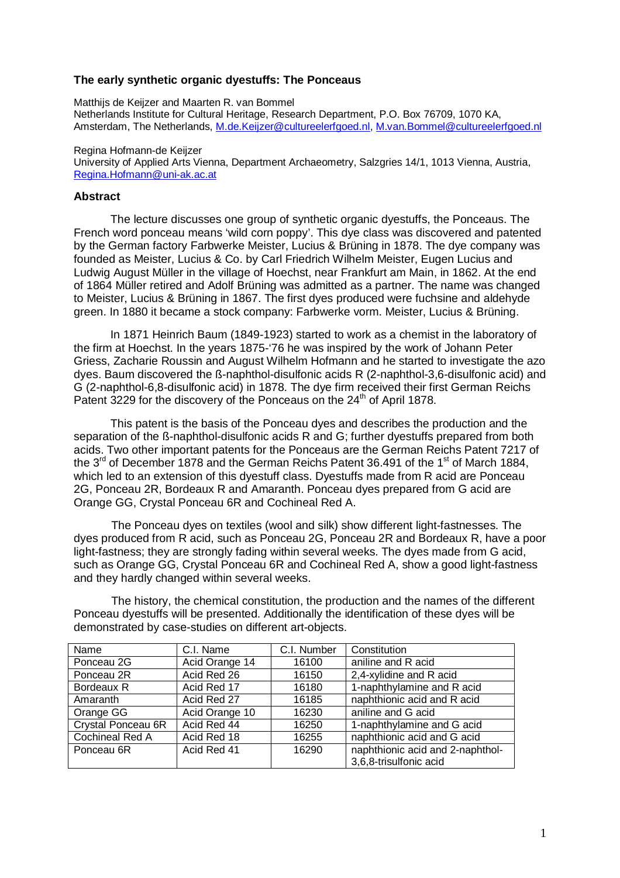# The early synthetic organic dyestuffs: The Ponceaus

Matthijs de Keijzer and Maarten R. van Bommel
Netherlands Institute for Cultural Heritage, Research Department, P.O. Box 76709, 1070 KA, Amsterdam, The Netherlands, M.de.Keijzer@cultureelerfgoed.nl, M.van.Bommel@cultureelerfgoed.nl

Regina Hofmann-de Keijzer
University of Applied Arts Vienna, Department Archaeometry, Salzgries 14/1, 1013 Vienna, Austria, Regina.Hofmann@uni-ak.ac.at

## Abstract

The lecture discusses one group of synthetic organic dyestuffs, the Ponceaus. The French word ponceau means 'wild corn poppy'. This dye class was discovered and patented by the German factory Farbwerke Meister, Lucius & Brüning in 1878. The dye company was founded as Meister, Lucius & Co. by Carl Friedrich Wilhelm Meister, Eugen Lucius and Ludwig August Müller in the village of Hoechst, near Frankfurt am Main, in 1862. At the end of 1864 Müller retired and Adolf Brüning was admitted as a partner. The name was changed to Meister, Lucius & Brüning in 1867. The first dyes produced were fuchsine and aldehyde green. In 1880 it became a stock company: Farbwerke vorm. Meister, Lucius & Brüning.

In 1871 Heinrich Baum (1849-1923) started to work as a chemist in the laboratory of the firm at Hoechst. In the years 1875-'76 he was inspired by the work of Johann Peter Griess, Zacharie Roussin and August Wilhelm Hofmann and he started to investigate the azo dyes. Baum discovered the ß-naphthol-disulfonic acids R (2-naphthol-3,6-disulfonic acid) and G (2-naphthol-6,8-disulfonic acid) in 1878. The dye firm received their first German Reichs Patent 3229 for the discovery of the Ponceaus on the 24th of April 1878.

This patent is the basis of the Ponceau dyes and describes the production and the separation of the ß-naphthol-disulfonic acids R and G; further dyestuffs prepared from both acids. Two other important patents for the Ponceaus are the German Reichs Patent 7217 of the 3rd of December 1878 and the German Reichs Patent 36.491 of the 1st of March 1884, which led to an extension of this dyestuff class. Dyestuffs made from R acid are Ponceau 2G, Ponceau 2R, Bordeaux R and Amaranth. Ponceau dyes prepared from G acid are Orange GG, Crystal Ponceau 6R and Cochineal Red A.

The Ponceau dyes on textiles (wool and silk) show different light-fastnesses. The dyes produced from R acid, such as Ponceau 2G, Ponceau 2R and Bordeaux R, have a poor light-fastness; they are strongly fading within several weeks. The dyes made from G acid, such as Orange GG, Crystal Ponceau 6R and Cochineal Red A, show a good light-fastness and they hardly changed within several weeks.

The history, the chemical constitution, the production and the names of the different Ponceau dyestuffs will be presented. Additionally the identification of these dyes will be demonstrated by case-studies on different art-objects.

| Name | C.I. Name | C.I. Number | Constitution |
|---|---|---|---|
| Ponceau 2G | Acid Orange 14 | 16100 | aniline and R acid |
| Ponceau 2R | Acid Red 26 | 16150 | 2,4-xylidine and R acid |
| Bordeaux R | Acid Red 17 | 16180 | 1-naphthylamine and R acid |
| Amaranth | Acid Red 27 | 16185 | naphthionic acid and R acid |
| Orange GG | Acid Orange 10 | 16230 | aniline and G acid |
| Crystal Ponceau 6R | Acid Red 44 | 16250 | 1-naphthylamine and G acid |
| Cochineal Red A | Acid Red 18 | 16255 | naphthionic acid and G acid |
| Ponceau 6R | Acid Red 41 | 16290 | naphthionic acid and 2-naphthol-3,6,8-trisulfonic acid |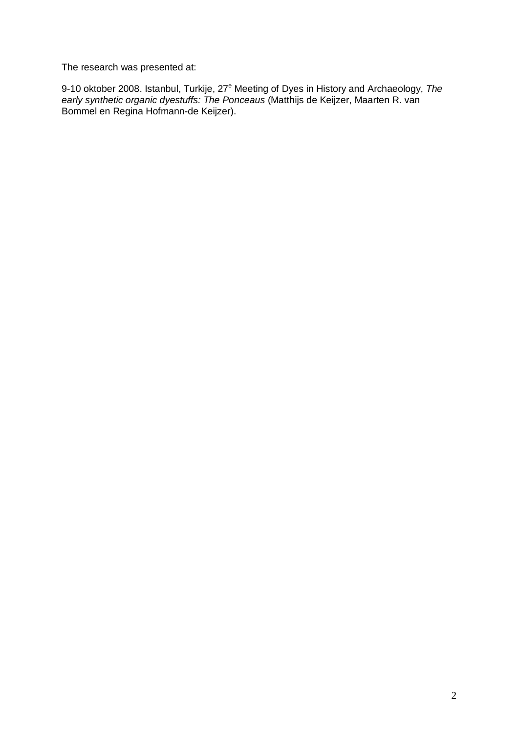The research was presented at:

9-10 oktober 2008. Istanbul, Turkije, 27[e] Meeting of Dyes in History and Archaeology, *The early synthetic organic dyestuffs: The Ponceaus* (Matthijs de Keijzer, Maarten R. van Bommel en Regina Hofmann-de Keijzer).